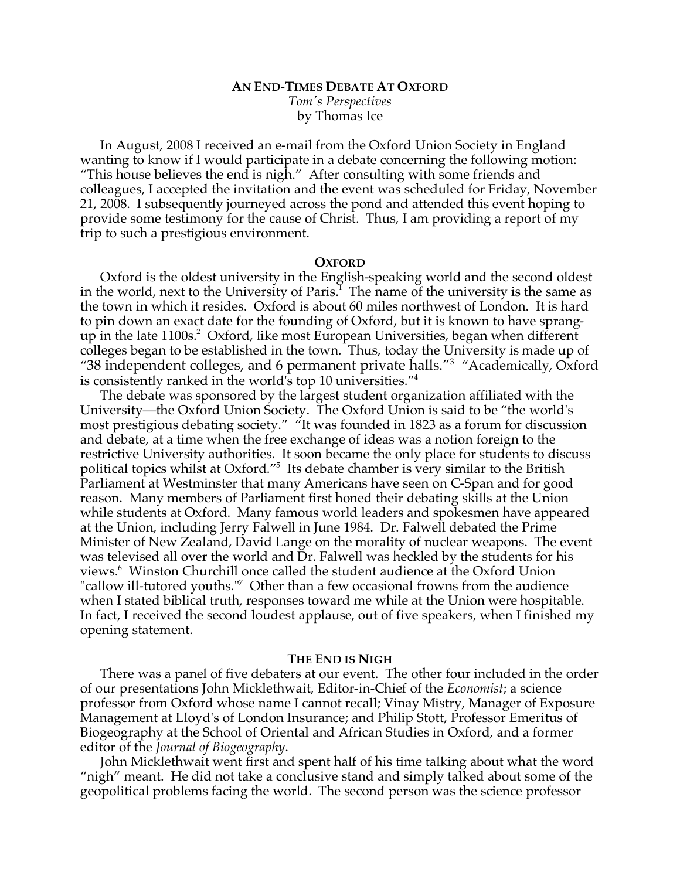# AN END-TIMES DEBATE AT OXFORD

*Tom's Perspectives*
by Thomas Ice

In August, 2008 I received an e-mail from the Oxford Union Society in England wanting to know if I would participate in a debate concerning the following motion: "This house believes the end is nigh." After consulting with some friends and colleagues, I accepted the invitation and the event was scheduled for Friday, November 21, 2008. I subsequently journeyed across the pond and attended this event hoping to provide some testimony for the cause of Christ. Thus, I am providing a report of my trip to such a prestigious environment.

## OXFORD

Oxford is the oldest university in the English-speaking world and the second oldest in the world, next to the University of Paris.[1] The name of the university is the same as the town in which it resides. Oxford is about 60 miles northwest of London. It is hard to pin down an exact date for the founding of Oxford, but it is known to have sprang-up in the late 1100s.[2] Oxford, like most European Universities, began when different colleges began to be established in the town. Thus, today the University is made up of "38 independent colleges, and 6 permanent private halls."[3] "Academically, Oxford is consistently ranked in the world's top 10 universities."[4]

The debate was sponsored by the largest student organization affiliated with the University—the Oxford Union Society. The Oxford Union is said to be "the world's most prestigious debating society." "It was founded in 1823 as a forum for discussion and debate, at a time when the free exchange of ideas was a notion foreign to the restrictive University authorities. It soon became the only place for students to discuss political topics whilst at Oxford."[5] Its debate chamber is very similar to the British Parliament at Westminster that many Americans have seen on C-Span and for good reason. Many members of Parliament first honed their debating skills at the Union while students at Oxford. Many famous world leaders and spokesmen have appeared at the Union, including Jerry Falwell in June 1984. Dr. Falwell debated the Prime Minister of New Zealand, David Lange on the morality of nuclear weapons. The event was televised all over the world and Dr. Falwell was heckled by the students for his views.[6] Winston Churchill once called the student audience at the Oxford Union "callow ill-tutored youths."[7] Other than a few occasional frowns from the audience when I stated biblical truth, responses toward me while at the Union were hospitable. In fact, I received the second loudest applause, out of five speakers, when I finished my opening statement.

## THE END IS NIGH

There was a panel of five debaters at our event. The other four included in the order of our presentations John Micklethwait, Editor-in-Chief of the *Economist*; a science professor from Oxford whose name I cannot recall; Vinay Mistry, Manager of Exposure Management at Lloyd's of London Insurance; and Philip Stott, Professor Emeritus of Biogeography at the School of Oriental and African Studies in Oxford, and a former editor of the *Journal of Biogeography*.

John Micklethwait went first and spent half of his time talking about what the word "nigh" meant. He did not take a conclusive stand and simply talked about some of the geopolitical problems facing the world. The second person was the science professor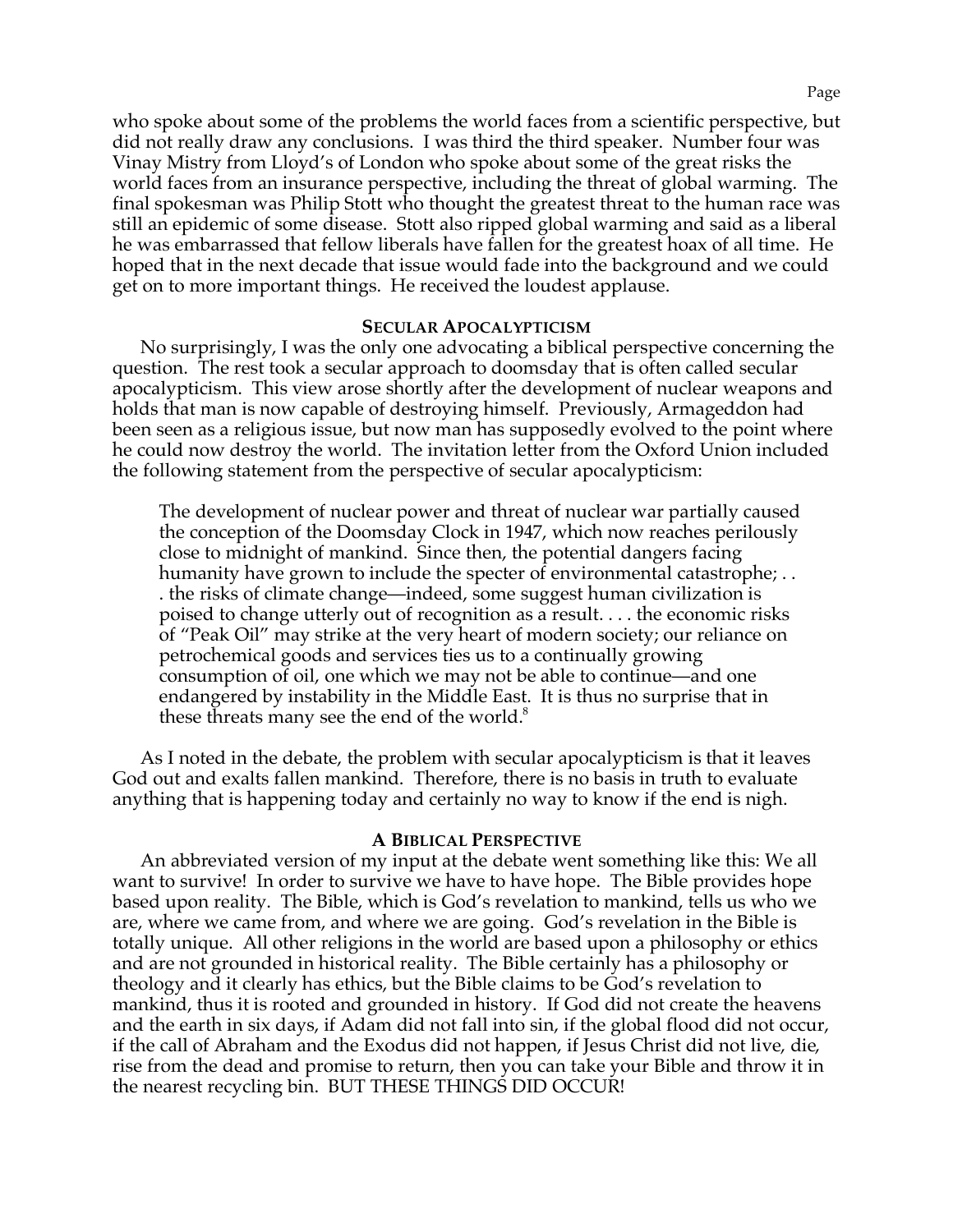who spoke about some of the problems the world faces from a scientific perspective, but did not really draw any conclusions. I was third the third speaker. Number four was Vinay Mistry from Lloyd's of London who spoke about some of the great risks the world faces from an insurance perspective, including the threat of global warming. The final spokesman was Philip Stott who thought the greatest threat to the human race was still an epidemic of some disease. Stott also ripped global warming and said as a liberal he was embarrassed that fellow liberals have fallen for the greatest hoax of all time. He hoped that in the next decade that issue would fade into the background and we could get on to more important things. He received the loudest applause.

## SECULAR APOCALYPTICISM

No surprisingly, I was the only one advocating a biblical perspective concerning the question. The rest took a secular approach to doomsday that is often called secular apocalypticism. This view arose shortly after the development of nuclear weapons and holds that man is now capable of destroying himself. Previously, Armageddon had been seen as a religious issue, but now man has supposedly evolved to the point where he could now destroy the world. The invitation letter from the Oxford Union included the following statement from the perspective of secular apocalypticism:

> The development of nuclear power and threat of nuclear war partially caused the conception of the Doomsday Clock in 1947, which now reaches perilously close to midnight of mankind. Since then, the potential dangers facing humanity have grown to include the specter of environmental catastrophe; . . . the risks of climate change—indeed, some suggest human civilization is poised to change utterly out of recognition as a result. . . . the economic risks of "Peak Oil" may strike at the very heart of modern society; our reliance on petrochemical goods and services ties us to a continually growing consumption of oil, one which we may not be able to continue—and one endangered by instability in the Middle East. It is thus no surprise that in these threats many see the end of the world.[8]

As I noted in the debate, the problem with secular apocalypticism is that it leaves God out and exalts fallen mankind. Therefore, there is no basis in truth to evaluate anything that is happening today and certainly no way to know if the end is nigh.

## A BIBLICAL PERSPECTIVE

An abbreviated version of my input at the debate went something like this: We all want to survive! In order to survive we have to have hope. The Bible provides hope based upon reality. The Bible, which is God's revelation to mankind, tells us who we are, where we came from, and where we are going. God's revelation in the Bible is totally unique. All other religions in the world are based upon a philosophy or ethics and are not grounded in historical reality. The Bible certainly has a philosophy or theology and it clearly has ethics, but the Bible claims to be God's revelation to mankind, thus it is rooted and grounded in history. If God did not create the heavens and the earth in six days, if Adam did not fall into sin, if the global flood did not occur, if the call of Abraham and the Exodus did not happen, if Jesus Christ did not live, die, rise from the dead and promise to return, then you can take your Bible and throw it in the nearest recycling bin. BUT THESE THINGS DID OCCUR!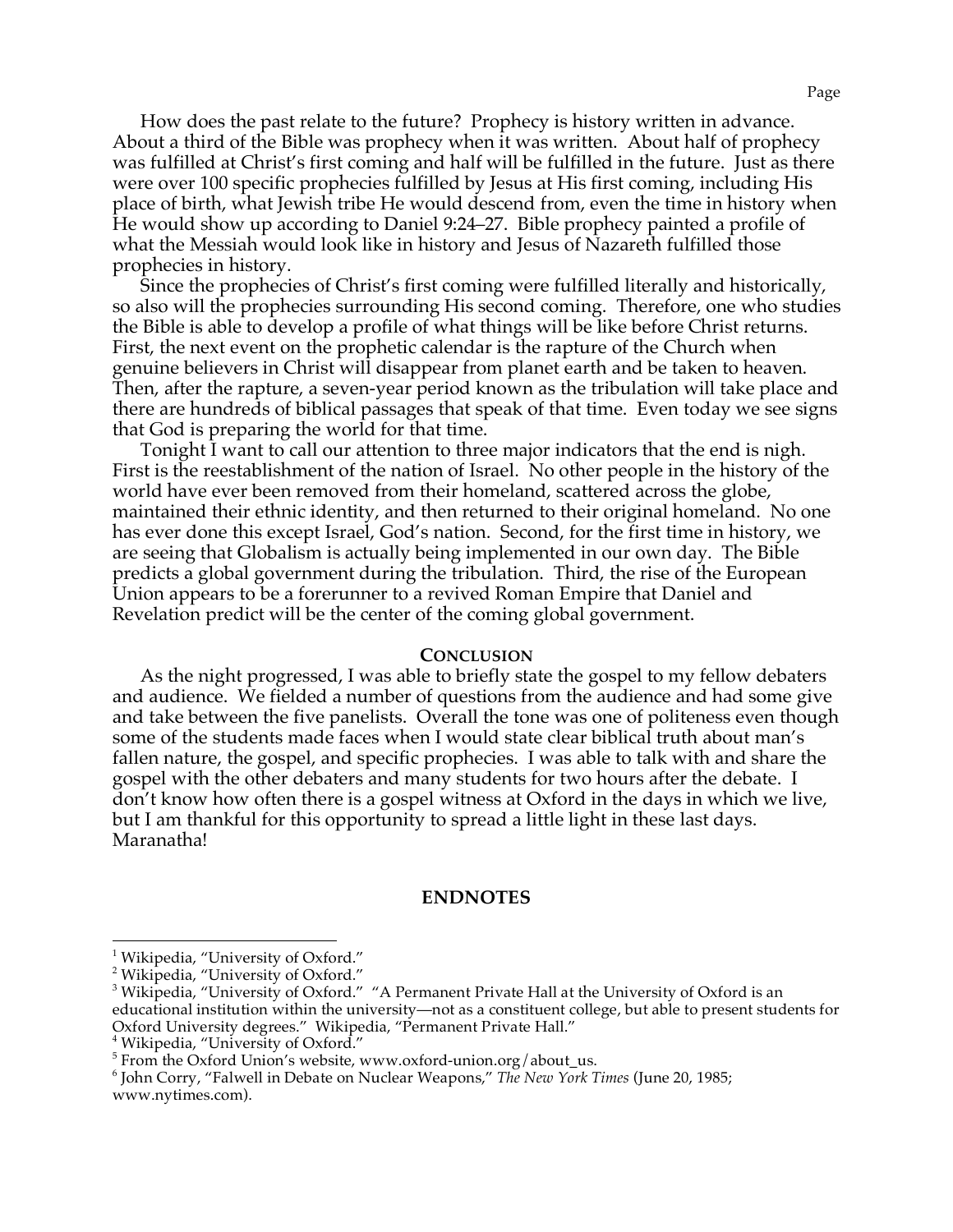How does the past relate to the future? Prophecy is history written in advance. About a third of the Bible was prophecy when it was written. About half of prophecy was fulfilled at Christ's first coming and half will be fulfilled in the future. Just as there were over 100 specific prophecies fulfilled by Jesus at His first coming, including His place of birth, what Jewish tribe He would descend from, even the time in history when He would show up according to Daniel 9:24–27. Bible prophecy painted a profile of what the Messiah would look like in history and Jesus of Nazareth fulfilled those prophecies in history.

Since the prophecies of Christ's first coming were fulfilled literally and historically, so also will the prophecies surrounding His second coming. Therefore, one who studies the Bible is able to develop a profile of what things will be like before Christ returns. First, the next event on the prophetic calendar is the rapture of the Church when genuine believers in Christ will disappear from planet earth and be taken to heaven. Then, after the rapture, a seven-year period known as the tribulation will take place and there are hundreds of biblical passages that speak of that time. Even today we see signs that God is preparing the world for that time.

Tonight I want to call our attention to three major indicators that the end is nigh. First is the reestablishment of the nation of Israel. No other people in the history of the world have ever been removed from their homeland, scattered across the globe, maintained their ethnic identity, and then returned to their original homeland. No one has ever done this except Israel, God's nation. Second, for the first time in history, we are seeing that Globalism is actually being implemented in our own day. The Bible predicts a global government during the tribulation. Third, the rise of the European Union appears to be a forerunner to a revived Roman Empire that Daniel and Revelation predict will be the center of the coming global government.

## Conclusion

As the night progressed, I was able to briefly state the gospel to my fellow debaters and audience. We fielded a number of questions from the audience and had some give and take between the five panelists. Overall the tone was one of politeness even though some of the students made faces when I would state clear biblical truth about man's fallen nature, the gospel, and specific prophecies. I was able to talk with and share the gospel with the other debaters and many students for two hours after the debate. I don't know how often there is a gospel witness at Oxford in the days in which we live, but I am thankful for this opportunity to spread a little light in these last days. Maranatha!

## ENDNOTES

[1] Wikipedia, "University of Oxford."

[2] Wikipedia, "University of Oxford."

[3] Wikipedia, "University of Oxford." "A Permanent Private Hall at the University of Oxford is an educational institution within the university—not as a constituent college, but able to present students for Oxford University degrees." Wikipedia, "Permanent Private Hall."

[4] Wikipedia, "University of Oxford."

[5] From the Oxford Union's website, www.oxford-union.org/about_us.

[6] John Corry, "Falwell in Debate on Nuclear Weapons," *The New York Times* (June 20, 1985; www.nytimes.com).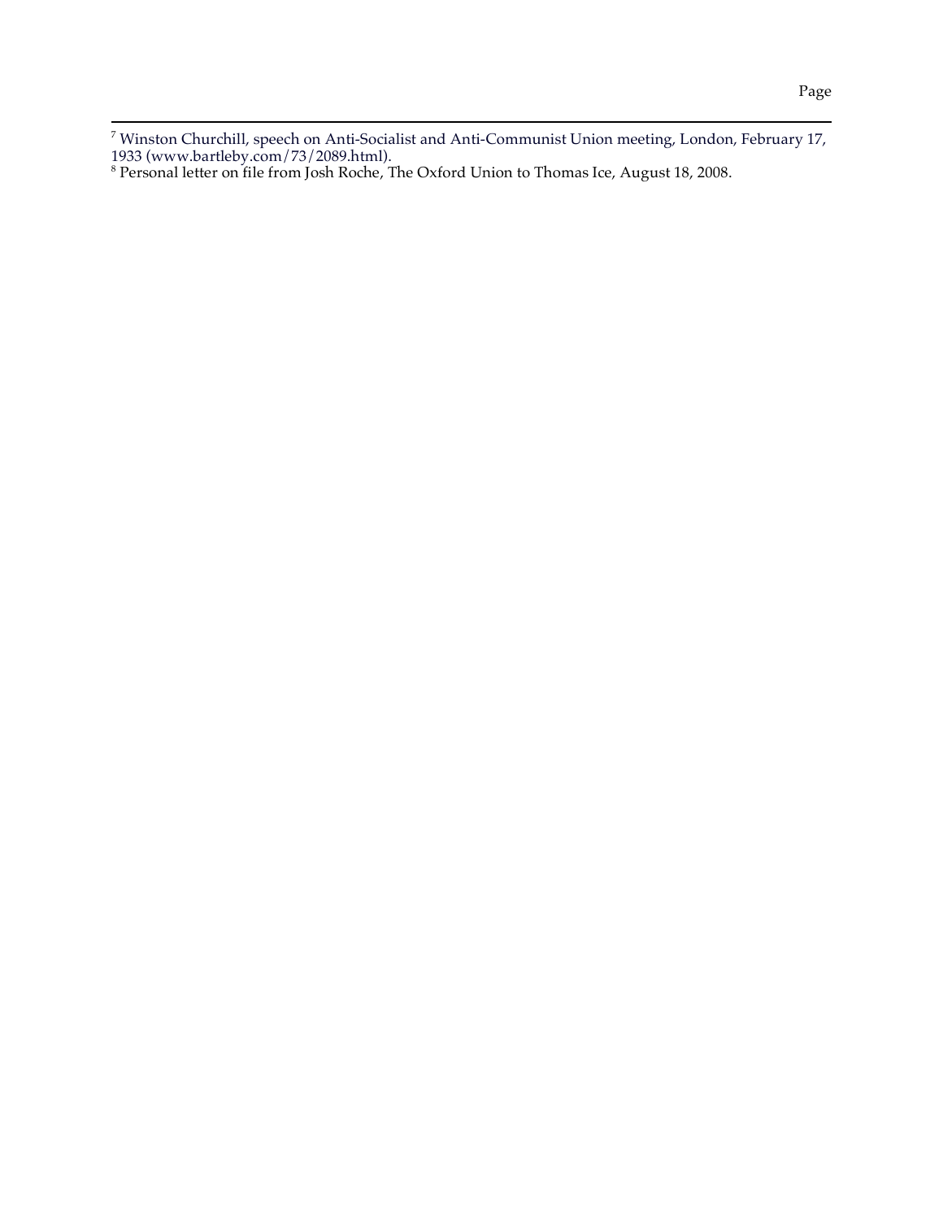[7] Winston Churchill, speech on Anti-Socialist and Anti-Communist Union meeting, London, February 17, 1933 (www.bartleby.com/73/2089.html).

[8] Personal letter on file from Josh Roche, The Oxford Union to Thomas Ice, August 18, 2008.